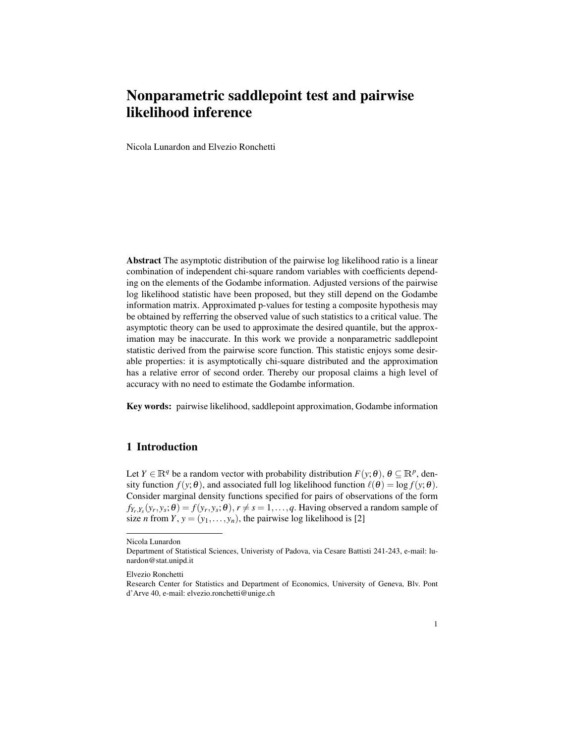# Nonparametric saddlepoint test and pairwise likelihood inference

Nicola Lunardon and Elvezio Ronchetti

**Abstract** The asymptotic distribution of the pairwise log likelihood ratio is a linear combination of independent chi-square random variables with coefficients depending on the elements of the Godambe information. Adjusted versions of the pairwise log likelihood statistic have been proposed, but they still depend on the Godambe information matrix. Approximated p-values for testing a composite hypothesis may be obtained by refferring the observed value of such statistics to a critical value. The asymptotic theory can be used to approximate the desired quantile, but the approximation may be inaccurate. In this work we provide a nonparametric saddlepoint statistic derived from the pairwise score function. This statistic enjoys some desirable properties: it is asymptotically chi-square distributed and the approximation has a relative error of second order. Thereby our proposal claims a high level of accuracy with no need to estimate the Godambe information.

**Key words:** pairwise likelihood, saddlepoint approximation, Godambe information

## 1 Introduction

Let $Y \in \mathbb{R}^q$ be a random vector with probability distribution $F(y;\theta)$, $\theta \subseteq \mathbb{R}^p$, density function $f(y;\theta)$, and associated full log likelihood function $\ell(\theta) = \log f(y;\theta)$. Consider marginal density functions specified for pairs of observations of the form $f_{Y_r,Y_s}(y_r, y_s;\theta) = f(y_r, y_s;\theta)$, $r \neq s = 1,\ldots,q$. Having observed a random sample of size $n$ from $Y$, $y = (y_1,\ldots,y_n)$, the pairwise log likelihood is [2]

---

Nicola Lunardon
Department of Statistical Sciences, Univeristy of Padova, via Cesare Battisti 241-243, e-mail: lunardon@stat.unipd.it

Elvezio Ronchetti
Research Center for Statistics and Department of Economics, University of Geneva, Blv. Pont d'Arve 40, e-mail: elvezio.ronchetti@unige.ch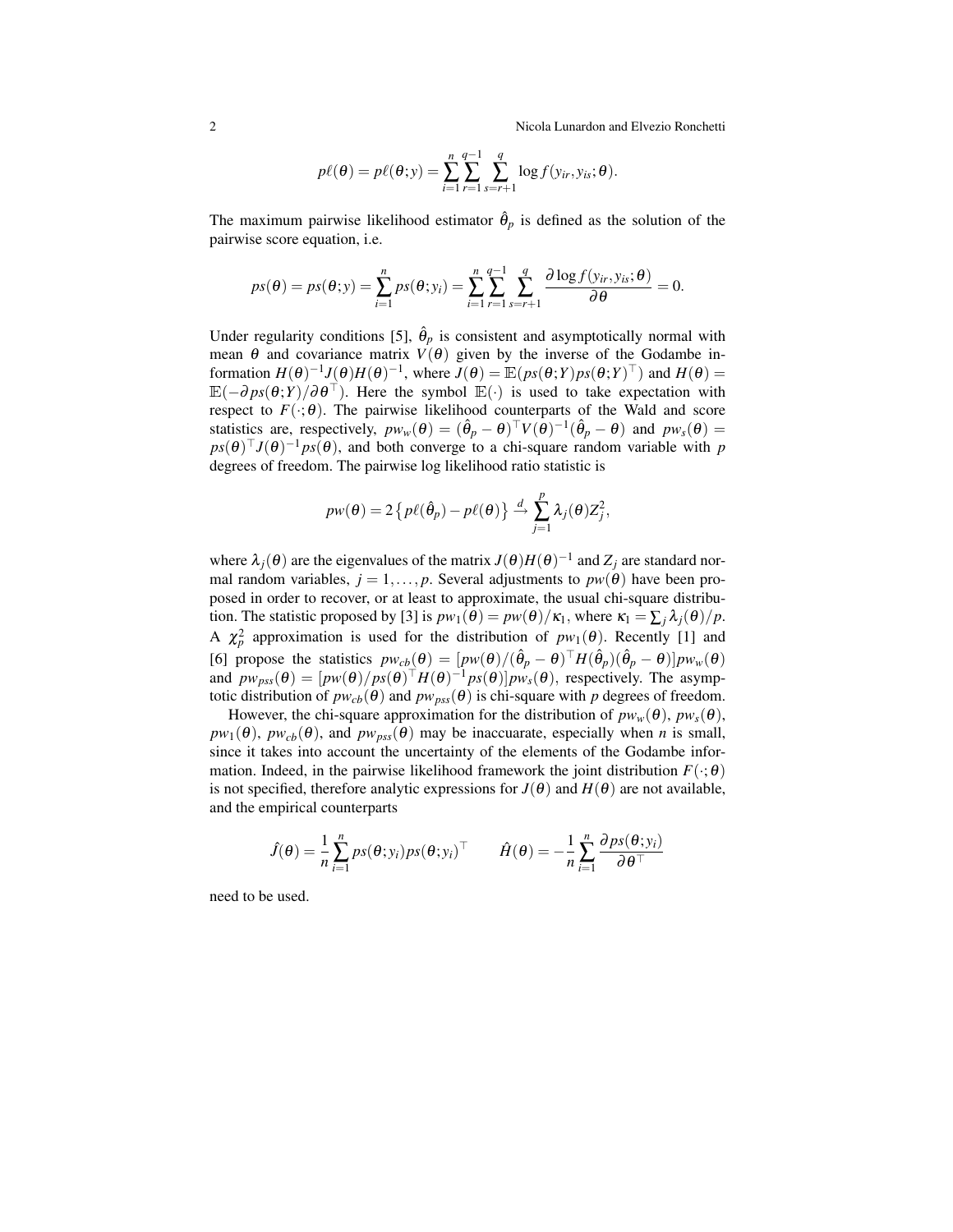$$p\ell(\theta) = p\ell(\theta; y) = \sum_{i=1}^{n} \sum_{r=1}^{q-1} \sum_{s=r+1}^{q} \log f(y_{ir}, y_{is}; \theta).$$

The maximum pairwise likelihood estimator $\hat{\theta}_p$ is defined as the solution of the pairwise score equation, i.e.

$$ps(\theta) = ps(\theta; y) = \sum_{i=1}^{n} ps(\theta; y_i) = \sum_{i=1}^{n} \sum_{r=1}^{q-1} \sum_{s=r+1}^{q} \frac{\partial \log f(y_{ir}, y_{is}; \theta)}{\partial \theta} = 0.$$

Under regularity conditions [5], $\hat{\theta}_p$ is consistent and asymptotically normal with mean $\theta$ and covariance matrix $V(\theta)$ given by the inverse of the Godambe information $H(\theta)^{-1}J(\theta)H(\theta)^{-1}$, where $J(\theta) = \mathbb{E}(ps(\theta;Y)ps(\theta;Y)^\top)$ and $H(\theta) = \mathbb{E}(-\partial ps(\theta;Y)/\partial\theta^\top)$. Here the symbol $\mathbb{E}(\cdot)$ is used to take expectation with respect to $F(\cdot;\theta)$. The pairwise likelihood counterparts of the Wald and score statistics are, respectively, $pw_w(\theta) = (\hat{\theta}_p - \theta)^\top V(\theta)^{-1}(\hat{\theta}_p - \theta)$ and $pw_s(\theta) = ps(\theta)^\top J(\theta)^{-1} ps(\theta)$, and both converge to a chi-square random variable with $p$ degrees of freedom. The pairwise log likelihood ratio statistic is

$$pw(\theta) = 2\left\{p\ell(\hat{\theta}_p) - p\ell(\theta)\right\} \xrightarrow{d} \sum_{j=1}^{p} \lambda_j(\theta) Z_j^2,$$

where $\lambda_j(\theta)$ are the eigenvalues of the matrix $J(\theta)H(\theta)^{-1}$ and $Z_j$ are standard normal random variables, $j = 1, \ldots, p$. Several adjustments to $pw(\theta)$ have been proposed in order to recover, or at least to approximate, the usual chi-square distribution. The statistic proposed by [3] is $pw_1(\theta) = pw(\theta)/\kappa_1$, where $\kappa_1 = \sum_j \lambda_j(\theta)/p$. A $\chi^2_p$ approximation is used for the distribution of $pw_1(\theta)$. Recently [1] and [6] propose the statistics $pw_{cb}(\theta) = [pw(\theta)/(\hat{\theta}_p - \theta)^\top H(\hat{\theta}_p)(\hat{\theta}_p - \theta)]pw_w(\theta)$ and $pw_{pss}(\theta) = [pw(\theta)/ps(\theta)^\top H(\theta)^{-1} ps(\theta)]pw_s(\theta)$, respectively. The asymptotic distribution of $pw_{cb}(\theta)$ and $pw_{pss}(\theta)$ is chi-square with $p$ degrees of freedom.

However, the chi-square approximation for the distribution of $pw_w(\theta)$, $pw_s(\theta)$, $pw_1(\theta)$, $pw_{cb}(\theta)$, and $pw_{pss}(\theta)$ may be inaccuarate, especially when $n$ is small, since it takes into account the uncertainty of the elements of the Godambe information. Indeed, in the pairwise likelihood framework the joint distribution $F(\cdot;\theta)$ is not specified, therefore analytic expressions for $J(\theta)$ and $H(\theta)$ are not available, and the empirical counterparts

$$\hat{J}(\theta) = \frac{1}{n}\sum_{i=1}^{n} ps(\theta; y_i) ps(\theta; y_i)^\top \qquad \hat{H}(\theta) = -\frac{1}{n}\sum_{i=1}^{n} \frac{\partial ps(\theta; y_i)}{\partial \theta^\top}$$

need to be used.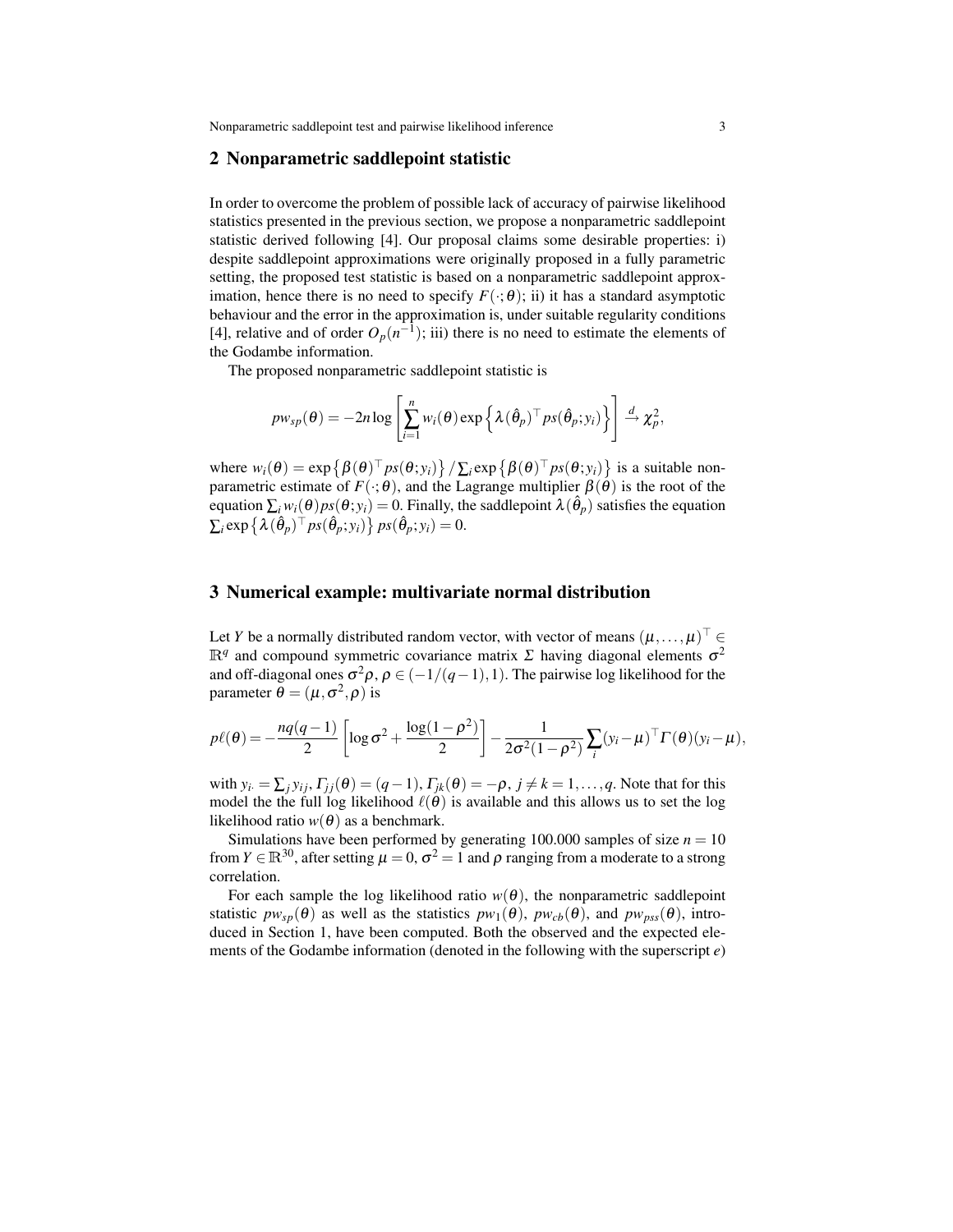## 2 Nonparametric saddlepoint statistic

In order to overcome the problem of possible lack of accuracy of pairwise likelihood statistics presented in the previous section, we propose a nonparametric saddlepoint statistic derived following [4]. Our proposal claims some desirable properties: i) despite saddlepoint approximations were originally proposed in a fully parametric setting, the proposed test statistic is based on a nonparametric saddlepoint approximation, hence there is no need to specify $F(\cdot;\theta)$; ii) it has a standard asymptotic behaviour and the error in the approximation is, under suitable regularity conditions [4], relative and of order $O_p(n^{-1})$; iii) there is no need to estimate the elements of the Godambe information.

The proposed nonparametric saddlepoint statistic is

$$pw_{sp}(\theta) = -2n\log\left[\sum_{i=1}^{n} w_i(\theta)\exp\left\{\lambda(\hat{\theta}_p)^\top ps(\hat{\theta}_p;y_i)\right\}\right] \xrightarrow{d} \chi^2_p,$$

where $w_i(\theta) = \exp\left\{\beta(\theta)^\top ps(\theta;y_i)\right\}/\sum_i \exp\left\{\beta(\theta)^\top ps(\theta;y_i)\right\}$ is a suitable nonparametric estimate of $F(\cdot;\theta)$, and the Lagrange multiplier $\beta(\theta)$ is the root of the equation $\sum_i w_i(\theta) ps(\theta;y_i) = 0$. Finally, the saddlepoint $\lambda(\hat{\theta}_p)$ satisfies the equation $\sum_i \exp\left\{\lambda(\hat{\theta}_p)^\top ps(\hat{\theta}_p;y_i)\right\} ps(\hat{\theta}_p;y_i) = 0$.

## 3 Numerical example: multivariate normal distribution

Let $Y$ be a normally distributed random vector, with vector of means $(\mu,\ldots,\mu)^\top \in \mathbb{R}^q$ and compound symmetric covariance matrix $\Sigma$ having diagonal elements $\sigma^2$ and off-diagonal ones $\sigma^2\rho$, $\rho \in (-1/(q-1),1)$. The pairwise log likelihood for the parameter $\theta = (\mu,\sigma^2,\rho)$ is

$$p\ell(\theta) = -\frac{nq(q-1)}{2}\left[\log\sigma^2 + \frac{\log(1-\rho^2)}{2}\right] - \frac{1}{2\sigma^2(1-\rho^2)}\sum_i (y_i-\mu)^\top \Gamma(\theta)(y_i-\mu),$$

with $y_{i\cdot} = \sum_j y_{ij}$, $\Gamma_{jj}(\theta) = (q-1)$, $\Gamma_{jk}(\theta) = -\rho$, $j \neq k = 1,\ldots,q$. Note that for this model the the full log likelihood $\ell(\theta)$ is available and this allows us to set the log likelihood ratio $w(\theta)$ as a benchmark.

Simulations have been performed by generating 100.000 samples of size $n = 10$ from $Y \in \mathbb{R}^{30}$, after setting $\mu = 0$, $\sigma^2 = 1$ and $\rho$ ranging from a moderate to a strong correlation.

For each sample the log likelihood ratio $w(\theta)$, the nonparametric saddlepoint statistic $pw_{sp}(\theta)$ as well as the statistics $pw_1(\theta)$, $pw_{cb}(\theta)$, and $pw_{pss}(\theta)$, introduced in Section 1, have been computed. Both the observed and the expected elements of the Godambe information (denoted in the following with the superscript $e$)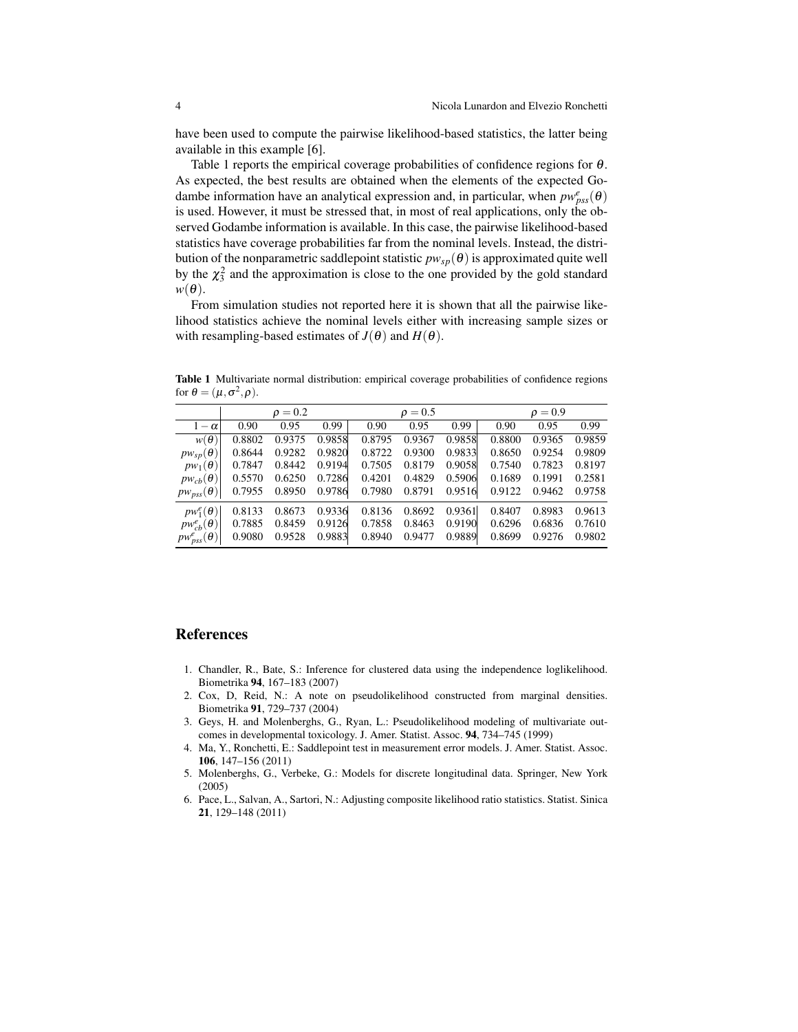have been used to compute the pairwise likelihood-based statistics, the latter being available in this example [6].

Table 1 reports the empirical coverage probabilities of confidence regions for $\theta$. As expected, the best results are obtained when the elements of the expected Godambe information have an analytical expression and, in particular, when $pw^e_{pss}(\theta)$ is used. However, it must be stressed that, in most of real applications, only the observed Godambe information is available. In this case, the pairwise likelihood-based statistics have coverage probabilities far from the nominal levels. Instead, the distribution of the nonparametric saddlepoint statistic $pw_{sp}(\theta)$ is approximated quite well by the $\chi^2_3$ and the approximation is close to the one provided by the gold standard $w(\theta)$.

From simulation studies not reported here it is shown that all the pairwise likelihood statistics achieve the nominal levels either with increasing sample sizes or with resampling-based estimates of $J(\theta)$ and $H(\theta)$.

**Table 1** Multivariate normal distribution: empirical coverage probabilities of confidence regions for $\theta = (\mu, \sigma^2, \rho)$.

| | $\rho = 0.2$ | | | $\rho = 0.5$ | | | $\rho = 0.9$ | | |
|---|---|---|---|---|---|---|---|---|---|
| $1-\alpha$ | 0.90 | 0.95 | 0.99 | 0.90 | 0.95 | 0.99 | 0.90 | 0.95 | 0.99 |
| $w(\theta)$ | 0.8802 | 0.9375 | 0.9858 | 0.8795 | 0.9367 | 0.9858 | 0.8800 | 0.9365 | 0.9859 |
| $pw_{sp}(\theta)$ | 0.8644 | 0.9282 | 0.9820 | 0.8722 | 0.9300 | 0.9833 | 0.8650 | 0.9254 | 0.9809 |
| $pw_1(\theta)$ | 0.7847 | 0.8442 | 0.9194 | 0.7505 | 0.8179 | 0.9058 | 0.7540 | 0.7823 | 0.8197 |
| $pw_{cb}(\theta)$ | 0.5570 | 0.6250 | 0.7286 | 0.4201 | 0.4829 | 0.5906 | 0.1689 | 0.1991 | 0.2581 |
| $pw_{pss}(\theta)$ | 0.7955 | 0.8950 | 0.9786 | 0.7980 | 0.8791 | 0.9516 | 0.9122 | 0.9462 | 0.9758 |
| $pw^e_1(\theta)$ | 0.8133 | 0.8673 | 0.9336 | 0.8136 | 0.8692 | 0.9361 | 0.8407 | 0.8983 | 0.9613 |
| $pw^e_{cb}(\theta)$ | 0.7885 | 0.8459 | 0.9126 | 0.7858 | 0.8463 | 0.9190 | 0.6296 | 0.6836 | 0.7610 |
| $pw^e_{pss}(\theta)$ | 0.9080 | 0.9528 | 0.9883 | 0.8940 | 0.9477 | 0.9889 | 0.8699 | 0.9276 | 0.9802 |

## References

1. Chandler, R., Bate, S.: Inference for clustered data using the independence loglikelihood. Biometrika **94**, 167–183 (2007)
2. Cox, D, Reid, N.: A note on pseudolikelihood constructed from marginal densities. Biometrika **91**, 729–737 (2004)
3. Geys, H. and Molenberghs, G., Ryan, L.: Pseudolikelihood modeling of multivariate outcomes in developmental toxicology. J. Amer. Statist. Assoc. **94**, 734–745 (1999)
4. Ma, Y., Ronchetti, E.: Saddlepoint test in measurement error models. J. Amer. Statist. Assoc. **106**, 147–156 (2011)
5. Molenberghs, G., Verbeke, G.: Models for discrete longitudinal data. Springer, New York (2005)
6. Pace, L., Salvan, A., Sartori, N.: Adjusting composite likelihood ratio statistics. Statist. Sinica **21**, 129–148 (2011)